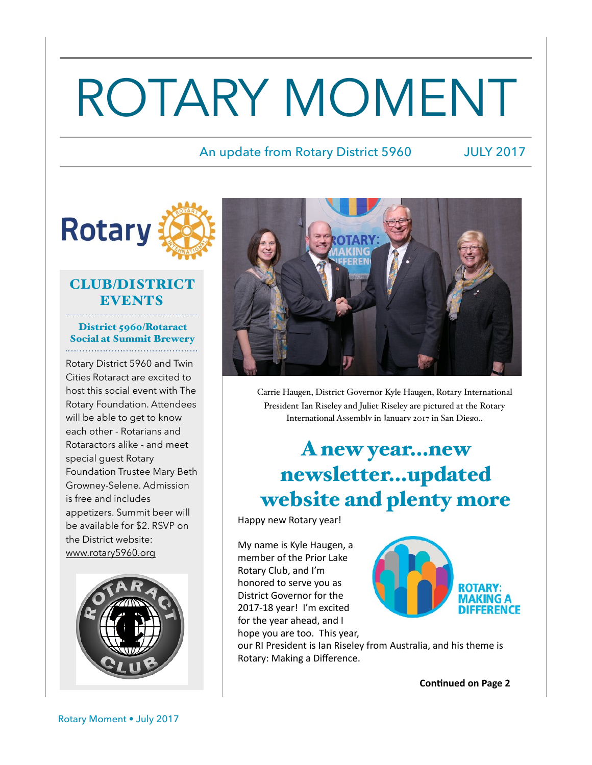# ROTARY MOMENT

An update from Rotary District 5960 JULY 2017

## CLUB/DISTRICT EVENTS

### District 5960/Rotaract Social at Summit Brewery

Rotary District 5960 and Twin Cities Rotaract are excited to host this social event with The Rotary Foundation. Attendees will be able to get to know each other - Rotarians and Rotaractors alike - and meet special guest Rotary Foundation Trustee Mary Beth Growney-Selene. Admission is free and includes appetizers. Summit beer will be available for $2. RSVP on the District website: www.rotary5960.org

Carrie Haugen, District Governor Kyle Haugen, Rotary International President Ian Riseley and Juliet Riseley are pictured at the Rotary International Assembly in January 2017 in San Diego..

## A new year...new newsletter...updated website and plenty more

Happy new Rotary year!

My name is Kyle Haugen, a member of the Prior Lake Rotary Club, and I'm honored to serve you as District Governor for the 2017-18 year! I'm excited for the year ahead, and I hope you are too. This year, our RI President is Ian Riseley from Australia, and his theme is Rotary: Making a Difference.

ROTARY: MAKING A DIFFERENCE

**Continued on Page 2**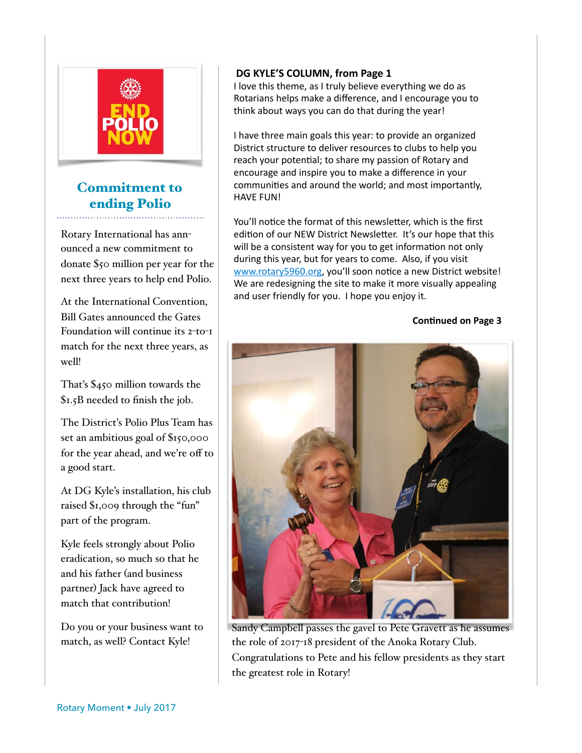## Commitment to ending Polio

Rotary International has announced a new commitment to donate $50 million per year for the next three years to help end Polio.

At the International Convention, Bill Gates announced the Gates Foundation will continue its 2-to-1 match for the next three years, as well!

That's $450 million towards the $1.5B needed to finish the job.

The District's Polio Plus Team has set an ambitious goal of $150,000 for the year ahead, and we're off to a good start.

At DG Kyle's installation, his club raised $1,009 through the "fun" part of the program.

Kyle feels strongly about Polio eradication, so much so that he and his father (and business partner) Jack have agreed to match that contribution!

Do you or your business want to match, as well? Contact Kyle!

**DG KYLE'S COLUMN, from Page 1**

I love this theme, as I truly believe everything we do as Rotarians helps make a difference, and I encourage you to think about ways you can do that during the year!

I have three main goals this year: to provide an organized District structure to deliver resources to clubs to help you reach your potential; to share my passion of Rotary and encourage and inspire you to make a difference in your communities and around the world; and most importantly, HAVE FUN!

You'll notice the format of this newsletter, which is the first edition of our NEW District Newsletter. It's our hope that this will be a consistent way for you to get information not only during this year, but for years to come. Also, if you visit www.rotary5960.org, you'll soon notice a new District website! We are redesigning the site to make it more visually appealing and user friendly for you. I hope you enjoy it.

**Continued on Page 3**

Sandy Campbell passes the gavel to Pete Gravett as he assumes the role of 2017-18 president of the Anoka Rotary Club. Congratulations to Pete and his fellow presidents as they start the greatest role in Rotary!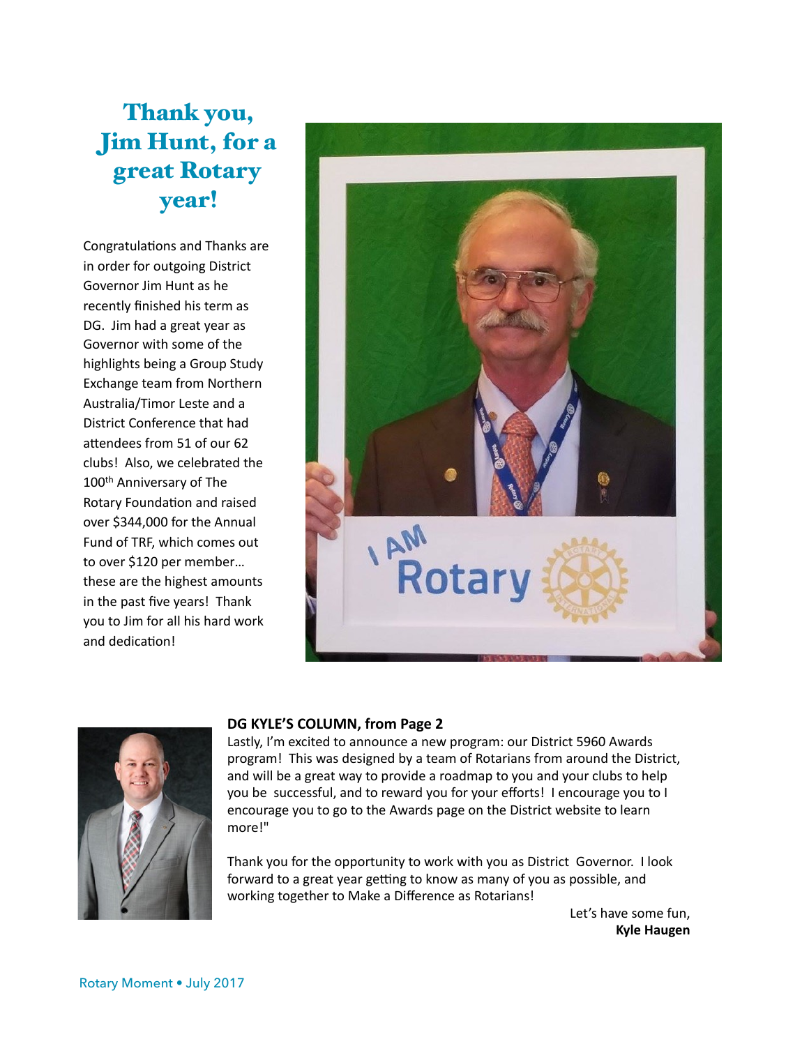# Thank you, Jim Hunt, for a great Rotary year!

Congratulations and Thanks are in order for outgoing District Governor Jim Hunt as he recently finished his term as DG. Jim had a great year as Governor with some of the highlights being a Group Study Exchange team from Northern Australia/Timor Leste and a District Conference that had attendees from 51 of our 62 clubs! Also, we celebrated the 100th Anniversary of The Rotary Foundation and raised over $344,000 for the Annual Fund of TRF, which comes out to over $120 per member… these are the highest amounts in the past five years! Thank you to Jim for all his hard work and dedication!

**DG KYLE'S COLUMN, from Page 2**

Lastly, I'm excited to announce a new program: our District 5960 Awards program! This was designed by a team of Rotarians from around the District, and will be a great way to provide a roadmap to you and your clubs to help you be successful, and to reward you for your efforts! I encourage you to I encourage you to go to the Awards page on the District website to learn more!"

Thank you for the opportunity to work with you as District Governor. I look forward to a great year getting to know as many of you as possible, and working together to Make a Difference as Rotarians!

Let's have some fun,
**Kyle Haugen**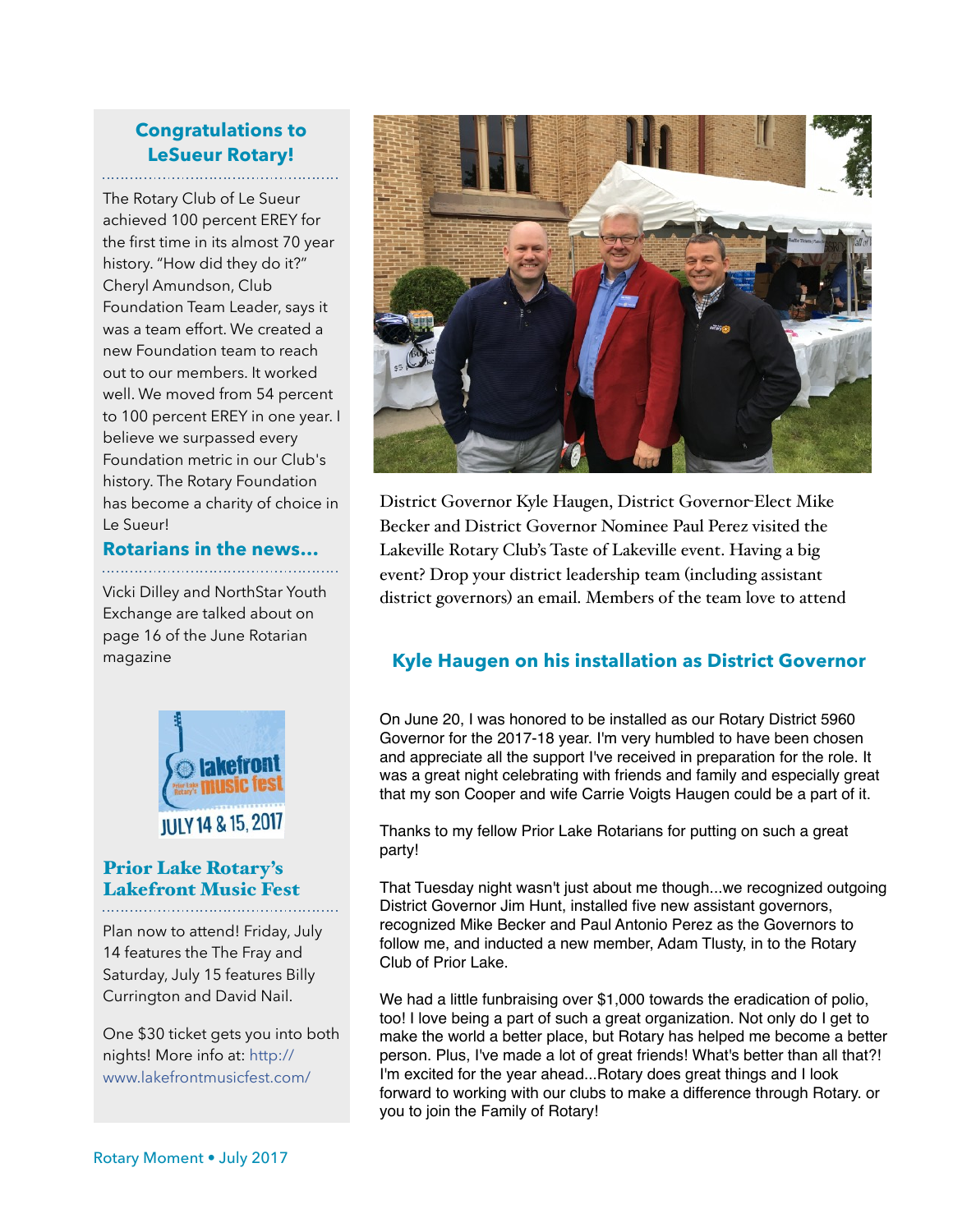## Congratulations to LeSueur Rotary!

The Rotary Club of Le Sueur achieved 100 percent EREY for the first time in its almost 70 year history. "How did they do it?" Cheryl Amundson, Club Foundation Team Leader, says it was a team effort. We created a new Foundation team to reach out to our members. It worked well. We moved from 54 percent to 100 percent EREY in one year. I believe we surpassed every Foundation metric in our Club's history. The Rotary Foundation has become a charity of choice in Le Sueur!

## Rotarians in the news...

Vicki Dilley and NorthStar Youth Exchange are talked about on page 16 of the June Rotarian magazine

lakefront music fest

Prior Lake Rotary's

JULY 14 & 15, 2017

## Prior Lake Rotary's Lakefront Music Fest

Plan now to attend! Friday, July 14 features the The Fray and Saturday, July 15 features Billy Currington and David Nail.

One $30 ticket gets you into both nights! More info at: http://www.lakefrontmusicfest.com/

District Governor Kyle Haugen, District Governor-Elect Mike Becker and District Governor Nominee Paul Perez visited the Lakeville Rotary Club's Taste of Lakeville event. Having a big event? Drop your district leadership team (including assistant district governors) an email. Members of the team love to attend

## Kyle Haugen on his installation as District Governor

On June 20, I was honored to be installed as our Rotary District 5960 Governor for the 2017-18 year. I'm very humbled to have been chosen and appreciate all the support I've received in preparation for the role. It was a great night celebrating with friends and family and especially great that my son Cooper and wife Carrie Voigts Haugen could be a part of it.

Thanks to my fellow Prior Lake Rotarians for putting on such a great party!

That Tuesday night wasn't just about me though...we recognized outgoing District Governor Jim Hunt, installed five new assistant governors, recognized Mike Becker and Paul Antonio Perez as the Governors to follow me, and inducted a new member, Adam Tlusty, in to the Rotary Club of Prior Lake.

We had a little funbraising over $1,000 towards the eradication of polio, too! I love being a part of such a great organization. Not only do I get to make the world a better place, but Rotary has helped me become a better person. Plus, I've made a lot of great friends! What's better than all that?! I'm excited for the year ahead...Rotary does great things and I look forward to working with our clubs to make a difference through Rotary. or you to join the Family of Rotary!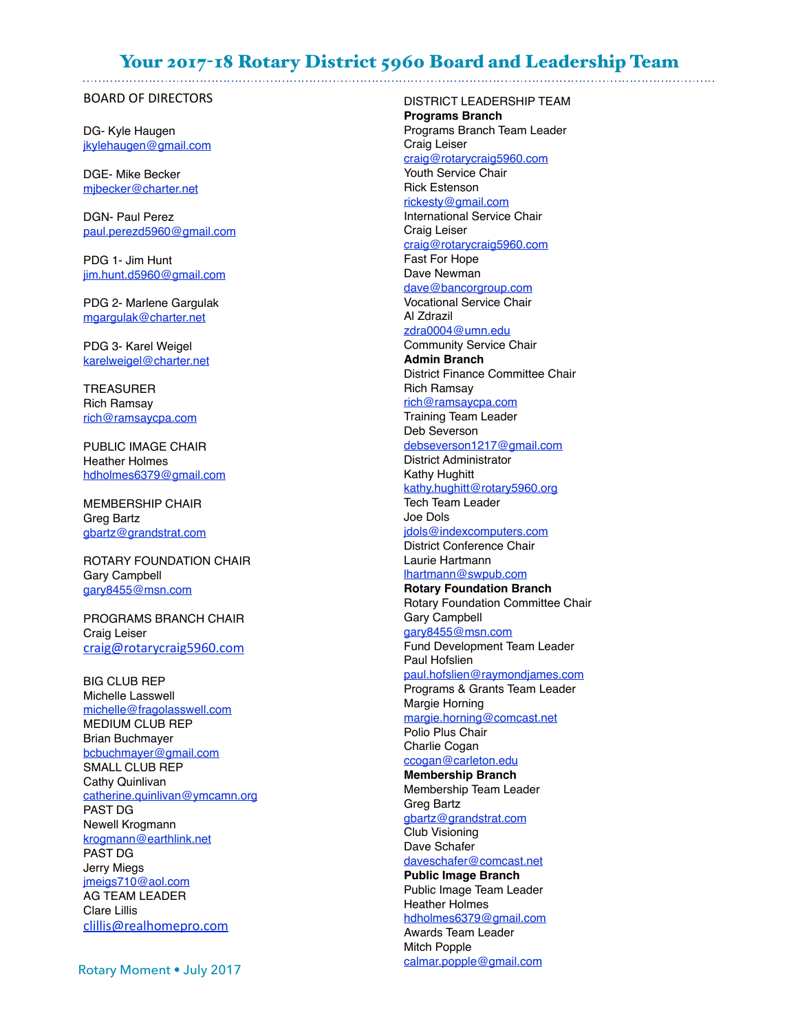# Your 2017-18 Rotary District 5960 Board and Leadership Team

## BOARD OF DIRECTORS

DG- Kyle Haugen
jkylehaugen@gmail.com

DGE- Mike Becker
mjbecker@charter.net

DGN- Paul Perez
paul.perezd5960@gmail.com

PDG 1- Jim Hunt
jim.hunt.d5960@gmail.com

PDG 2- Marlene Gargulak
mgargulak@charter.net

PDG 3- Karel Weigel
karelweigel@charter.net

TREASURER
Rich Ramsay
rich@ramsaycpa.com

PUBLIC IMAGE CHAIR
Heather Holmes
hdholmes6379@gmail.com

MEMBERSHIP CHAIR
Greg Bartz
gbartz@grandstrat.com

ROTARY FOUNDATION CHAIR
Gary Campbell
gary8455@msn.com

PROGRAMS BRANCH CHAIR
Craig Leiser
craig@rotarycraig5960.com

BIG CLUB REP
Michelle Lasswell
michelle@fragolasswell.com
MEDIUM CLUB REP
Brian Buchmayer
bcbuchmayer@gmail.com
SMALL CLUB REP
Cathy Quinlivan
catherine.quinlivan@ymcamn.org
PAST DG
Newell Krogmann
krogmann@earthlink.net
PAST DG
Jerry Miegs
jmeigs710@aol.com
AG TEAM LEADER
Clare Lillis
clillis@realhomepro.com

## DISTRICT LEADERSHIP TEAM

**Programs Branch**
Programs Branch Team Leader
Craig Leiser
craig@rotarycraig5960.com
Youth Service Chair
Rick Estenson
rickesty@gmail.com
International Service Chair
Craig Leiser
craig@rotarycraig5960.com
Fast For Hope
Dave Newman
dave@bancorgroup.com
Vocational Service Chair
Al Zdrazil
zdra0004@umn.edu
Community Service Chair

**Admin Branch**
District Finance Committee Chair
Rich Ramsay
rich@ramsaycpa.com
Training Team Leader
Deb Severson
debseverson1217@gmail.com
District Administrator
Kathy Hughitt
kathy.hughitt@rotary5960.org
Tech Team Leader
Joe Dols
jdols@indexcomputers.com
District Conference Chair
Laurie Hartmann
lhartmann@swpub.com

**Rotary Foundation Branch**
Rotary Foundation Committee Chair
Gary Campbell
gary8455@msn.com
Fund Development Team Leader
Paul Hofslien
paul.hofslien@raymondjames.com
Programs & Grants Team Leader
Margie Horning
margie.horning@comcast.net
Polio Plus Chair
Charlie Cogan
ccogan@carleton.edu

**Membership Branch**
Membership Team Leader
Greg Bartz
gbartz@grandstrat.com
Club Visioning
Dave Schafer
daveschafer@comcast.net

**Public Image Branch**
Public Image Team Leader
Heather Holmes
hdholmes6379@gmail.com
Awards Team Leader
Mitch Popple
calmar.popple@gmail.com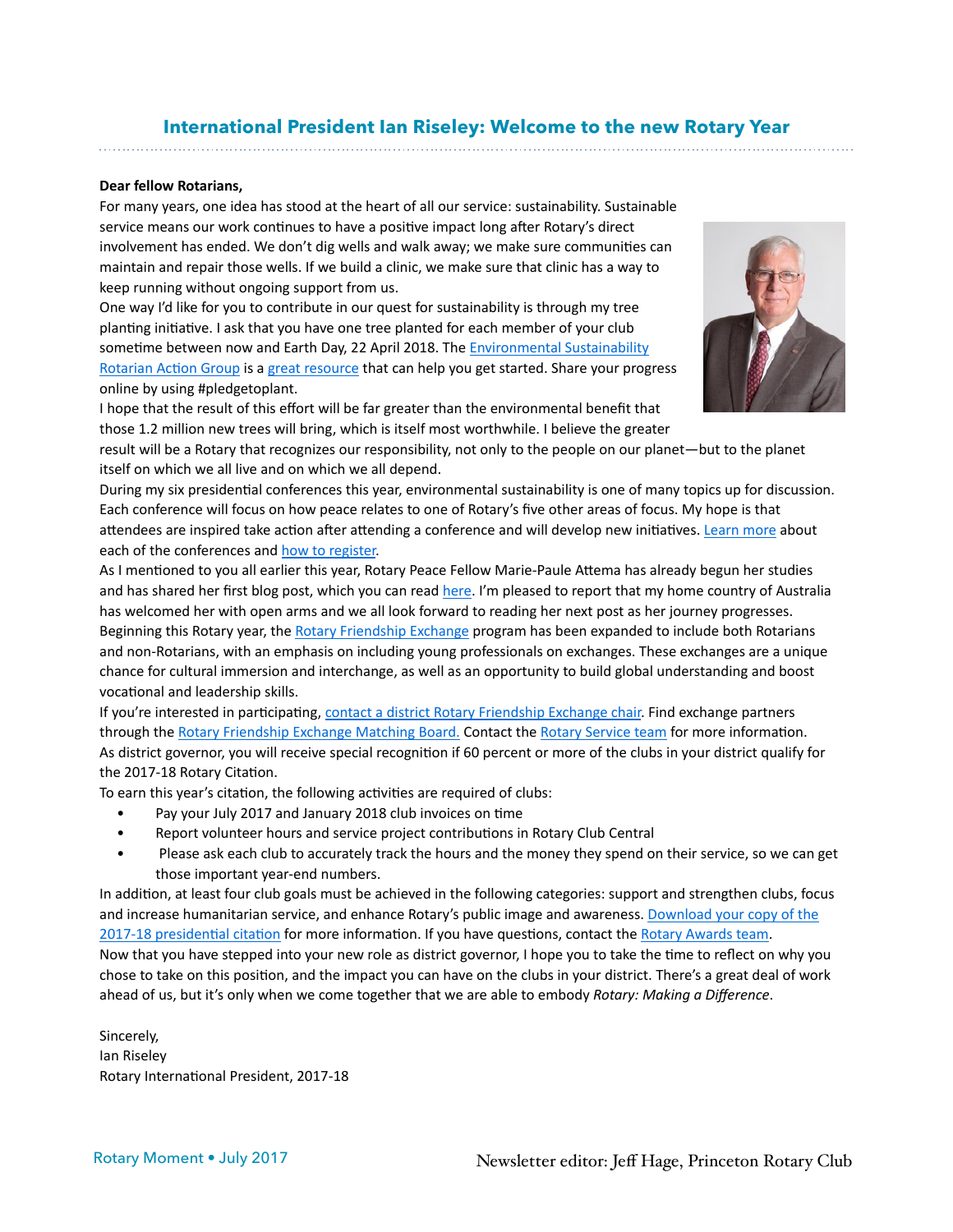## International President Ian Riseley: Welcome to the new Rotary Year

**Dear fellow Rotarians,**

For many years, one idea has stood at the heart of all our service: sustainability. Sustainable service means our work continues to have a positive impact long after Rotary's direct involvement has ended. We don't dig wells and walk away; we make sure communities can maintain and repair those wells. If we build a clinic, we make sure that clinic has a way to keep running without ongoing support from us.

One way I'd like for you to contribute in our quest for sustainability is through my tree planting initiative. I ask that you have one tree planted for each member of your club sometime between now and Earth Day, 22 April 2018. The Environmental Sustainability Rotarian Action Group is a great resource that can help you get started. Share your progress online by using #pledgetoplant.

I hope that the result of this effort will be far greater than the environmental benefit that those 1.2 million new trees will bring, which is itself most worthwhile. I believe the greater result will be a Rotary that recognizes our responsibility, not only to the people on our planet—but to the planet itself on which we all live and on which we all depend.

During my six presidential conferences this year, environmental sustainability is one of many topics up for discussion. Each conference will focus on how peace relates to one of Rotary's five other areas of focus. My hope is that attendees are inspired take action after attending a conference and will develop new initiatives. Learn more about each of the conferences and how to register.

As I mentioned to you all earlier this year, Rotary Peace Fellow Marie-Paule Attema has already begun her studies and has shared her first blog post, which you can read here. I'm pleased to report that my home country of Australia has welcomed her with open arms and we all look forward to reading her next post as her journey progresses.

Beginning this Rotary year, the Rotary Friendship Exchange program has been expanded to include both Rotarians and non-Rotarians, with an emphasis on including young professionals on exchanges. These exchanges are a unique chance for cultural immersion and interchange, as well as an opportunity to build global understanding and boost vocational and leadership skills.

If you're interested in participating, contact a district Rotary Friendship Exchange chair. Find exchange partners through the Rotary Friendship Exchange Matching Board. Contact the Rotary Service team for more information.

As district governor, you will receive special recognition if 60 percent or more of the clubs in your district qualify for the 2017-18 Rotary Citation.

To earn this year's citation, the following activities are required of clubs:

- Pay your July 2017 and January 2018 club invoices on time
- Report volunteer hours and service project contributions in Rotary Club Central
- Please ask each club to accurately track the hours and the money they spend on their service, so we can get those important year-end numbers.

In addition, at least four club goals must be achieved in the following categories: support and strengthen clubs, focus and increase humanitarian service, and enhance Rotary's public image and awareness. Download your copy of the 2017-18 presidential citation for more information. If you have questions, contact the Rotary Awards team.

Now that you have stepped into your new role as district governor, I hope you to take the time to reflect on why you chose to take on this position, and the impact you can have on the clubs in your district. There's a great deal of work ahead of us, but it's only when we come together that we are able to embody *Rotary: Making a Difference*.

Sincerely,
Ian Riseley
Rotary International President, 2017-18